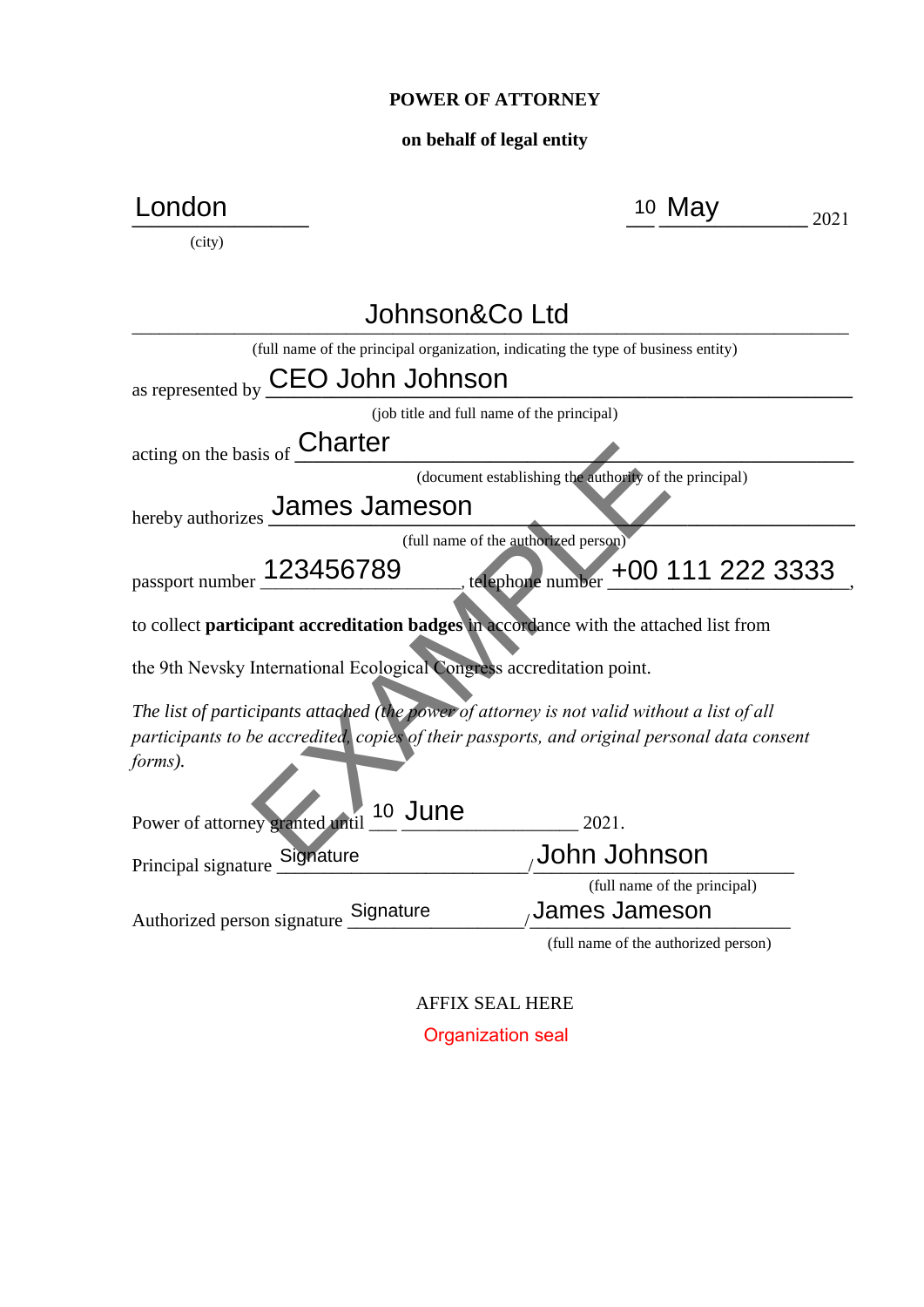**POWER OF ATTORNEY**

**on behalf of legal entity**

London (city) — 10 May 2021

Johnson&Co Ltd
(full name of the principal organization, indicating the type of business entity)

as represented by CEO John Johnson
(job title and full name of the principal)

acting on the basis of Charter
(document establishing the authority of the principal)

hereby authorizes James Jameson
(full name of the authorized person)

passport number 123456789, telephone number +00 111 222 3333,

to collect **participant accreditation badges** in accordance with the attached list from the 9th Nevsky International Ecological Congress accreditation point.

*The list of participants attached (the power of attorney is not valid without a list of all participants to be accredited, copies of their passports, and original personal data consent forms).*

Power of attorney granted until 10 June 2021.

Principal signature Signature / John Johnson
(full name of the principal)

Authorized person signature Signature / James Jameson
(full name of the authorized person)

AFFIX SEAL HERE

Organization seal

EXAMPLE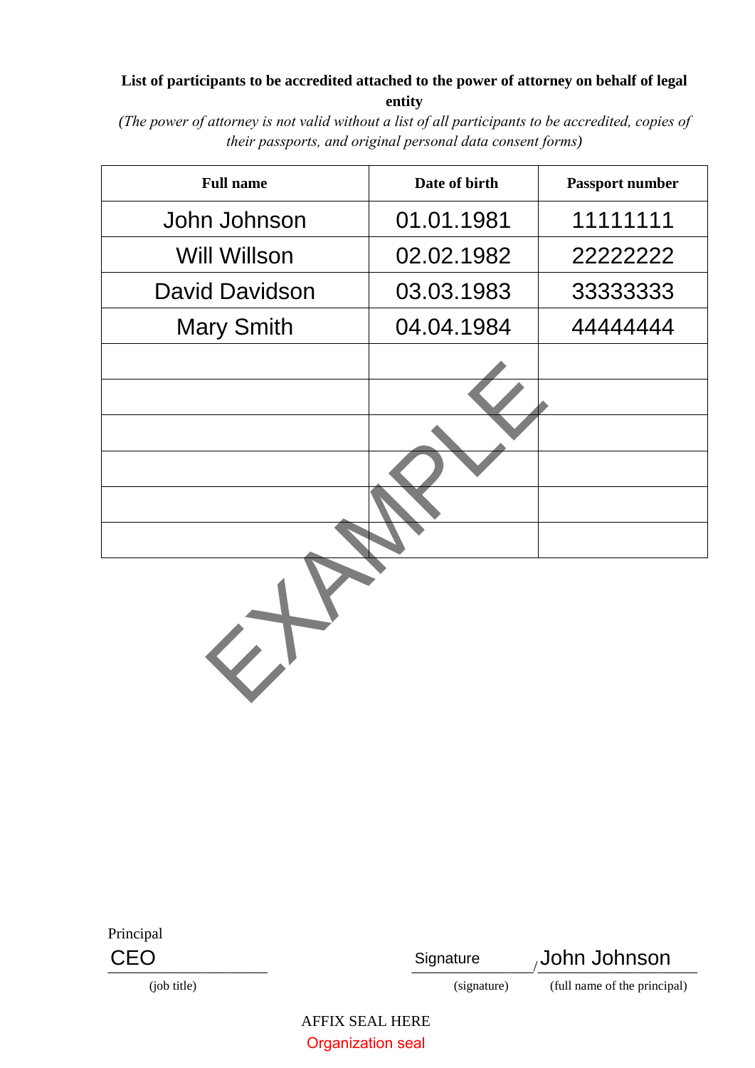**List of participants to be accredited attached to the power of attorney on behalf of legal entity**

*(The power of attorney is not valid without a list of all participants to be accredited, copies of their passports, and original personal data consent forms)*

| Full name | Date of birth | Passport number |
|---|---|---|
| John Johnson | 01.01.1981 | 11111111 |
| Will Willson | 02.02.1982 | 22222222 |
| David Davidson | 03.03.1983 | 33333333 |
| Mary Smith | 04.04.1984 | 44444444 |
| | | |
| | | |
| | | |
| | | |
| | | |
| | | |

EXAMPLE

Principal

CEO
(job title)

Signature
(signature)

/ John Johnson
(full name of the principal)

AFFIX SEAL HERE

Organization seal